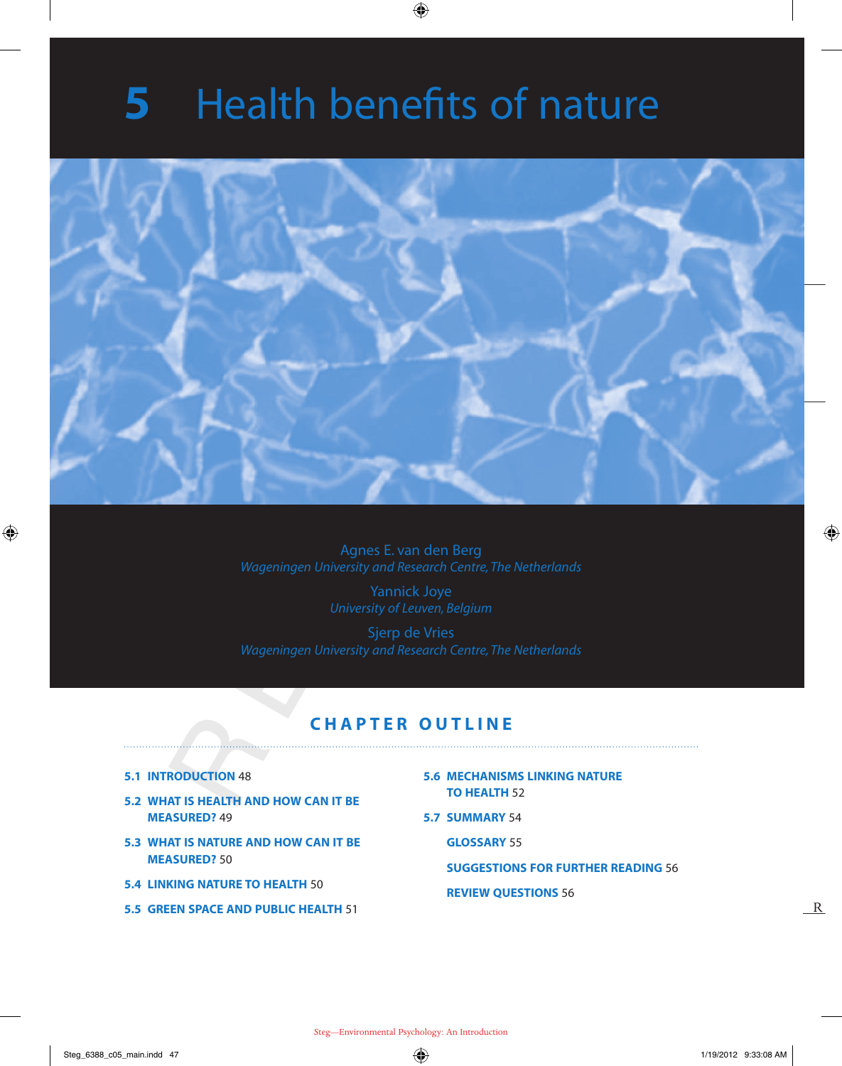# 5 Health benefits of nature

Agnes E. van den Berg
*Wageningen University and Research Centre, The Netherlands*

Yannick Joye
*University of Leuven, Belgium*

Sjerp de Vries
*Wageningen University and Research Centre, The Netherlands*

## CHAPTER OUTLINE

**5.1 INTRODUCTION** 48

**5.2 WHAT IS HEALTH AND HOW CAN IT BE MEASURED?** 49

**5.3 WHAT IS NATURE AND HOW CAN IT BE MEASURED?** 50

**5.4 LINKING NATURE TO HEALTH** 50

**5.5 GREEN SPACE AND PUBLIC HEALTH** 51

**5.6 MECHANISMS LINKING NATURE TO HEALTH** 52

**5.7 SUMMARY** 54

**GLOSSARY** 55

**SUGGESTIONS FOR FURTHER READING** 56

**REVIEW QUESTIONS** 56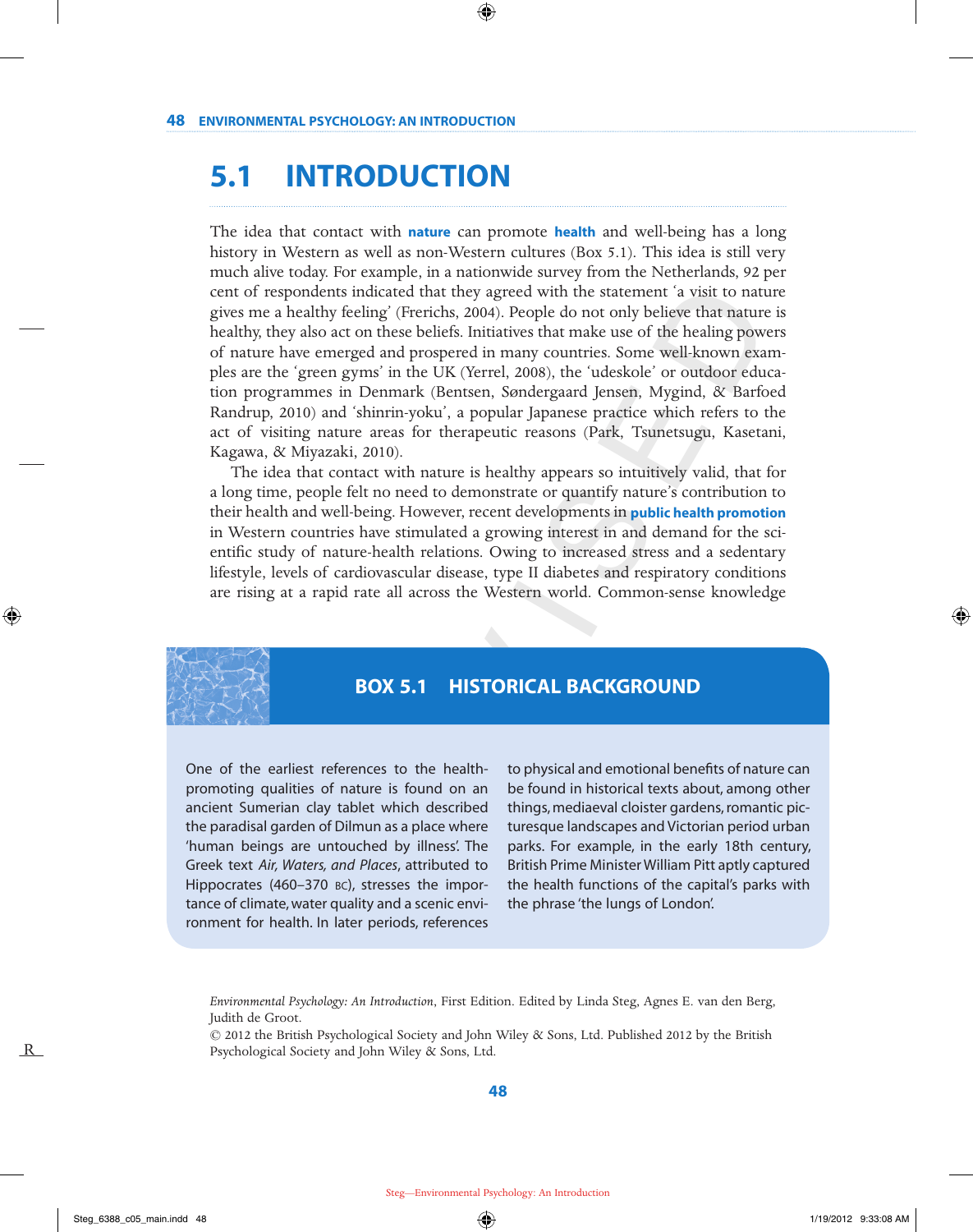# 5.1 INTRODUCTION

The idea that contact with **nature** can promote **health** and well-being has a long history in Western as well as non-Western cultures (Box 5.1). This idea is still very much alive today. For example, in a nationwide survey from the Netherlands, 92 per cent of respondents indicated that they agreed with the statement 'a visit to nature gives me a healthy feeling' (Frerichs, 2004). People do not only believe that nature is healthy, they also act on these beliefs. Initiatives that make use of the healing powers of nature have emerged and prospered in many countries. Some well-known examples are the 'green gyms' in the UK (Yerrel, 2008), the 'udeskole' or outdoor education programmes in Denmark (Bentsen, Søndergaard Jensen, Mygind, & Barfoed Randrup, 2010) and 'shinrin-yoku', a popular Japanese practice which refers to the act of visiting nature areas for therapeutic reasons (Park, Tsunetsugu, Kasetani, Kagawa, & Miyazaki, 2010).

The idea that contact with nature is healthy appears so intuitively valid, that for a long time, people felt no need to demonstrate or quantify nature's contribution to their health and well-being. However, recent developments in **public health promotion** in Western countries have stimulated a growing interest in and demand for the scientific study of nature-health relations. Owing to increased stress and a sedentary lifestyle, levels of cardiovascular disease, type II diabetes and respiratory conditions are rising at a rapid rate all across the Western world. Common-sense knowledge

## BOX 5.1 HISTORICAL BACKGROUND

One of the earliest references to the health-promoting qualities of nature is found on an ancient Sumerian clay tablet which described the paradisal garden of Dilmun as a place where 'human beings are untouched by illness'. The Greek text *Air, Waters, and Places*, attributed to Hippocrates (460–370 BC), stresses the importance of climate, water quality and a scenic environment for health. In later periods, references to physical and emotional benefits of nature can be found in historical texts about, among other things, mediaeval cloister gardens, romantic picturesque landscapes and Victorian period urban parks. For example, in the early 18th century, British Prime Minister William Pitt aptly captured the health functions of the capital's parks with the phrase 'the lungs of London'.

*Environmental Psychology: An Introduction*, First Edition. Edited by Linda Steg, Agnes E. van den Berg, Judith de Groot.
© 2012 the British Psychological Society and John Wiley & Sons, Ltd. Published 2012 by the British Psychological Society and John Wiley & Sons, Ltd.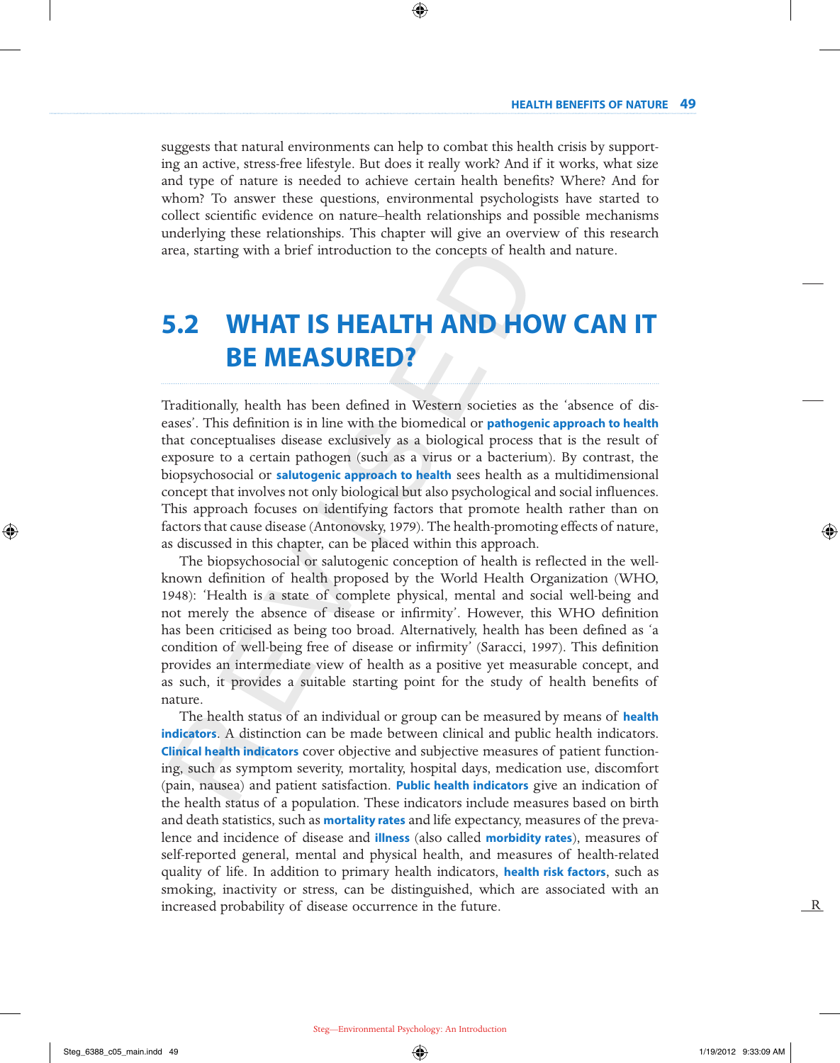suggests that natural environments can help to combat this health crisis by supporting an active, stress-free lifestyle. But does it really work? And if it works, what size and type of nature is needed to achieve certain health benefits? Where? And for whom? To answer these questions, environmental psychologists have started to collect scientific evidence on nature–health relationships and possible mechanisms underlying these relationships. This chapter will give an overview of this research area, starting with a brief introduction to the concepts of health and nature.

## 5.2 WHAT IS HEALTH AND HOW CAN IT BE MEASURED?

Traditionally, health has been defined in Western societies as the 'absence of diseases'. This definition is in line with the biomedical or **pathogenic approach to health** that conceptualises disease exclusively as a biological process that is the result of exposure to a certain pathogen (such as a virus or a bacterium). By contrast, the biopsychosocial or **salutogenic approach to health** sees health as a multidimensional concept that involves not only biological but also psychological and social influences. This approach focuses on identifying factors that promote health rather than on factors that cause disease (Antonovsky, 1979). The health-promoting effects of nature, as discussed in this chapter, can be placed within this approach.

The biopsychosocial or salutogenic conception of health is reflected in the well-known definition of health proposed by the World Health Organization (WHO, 1948): 'Health is a state of complete physical, mental and social well-being and not merely the absence of disease or infirmity'. However, this WHO definition has been criticised as being too broad. Alternatively, health has been defined as 'a condition of well-being free of disease or infirmity' (Saracci, 1997). This definition provides an intermediate view of health as a positive yet measurable concept, and as such, it provides a suitable starting point for the study of health benefits of nature.

The health status of an individual or group can be measured by means of **health indicators**. A distinction can be made between clinical and public health indicators. **Clinical health indicators** cover objective and subjective measures of patient functioning, such as symptom severity, mortality, hospital days, medication use, discomfort (pain, nausea) and patient satisfaction. **Public health indicators** give an indication of the health status of a population. These indicators include measures based on birth and death statistics, such as **mortality rates** and life expectancy, measures of the prevalence and incidence of disease and **illness** (also called **morbidity rates**), measures of self-reported general, mental and physical health, and measures of health-related quality of life. In addition to primary health indicators, **health risk factors**, such as smoking, inactivity or stress, can be distinguished, which are associated with an increased probability of disease occurrence in the future.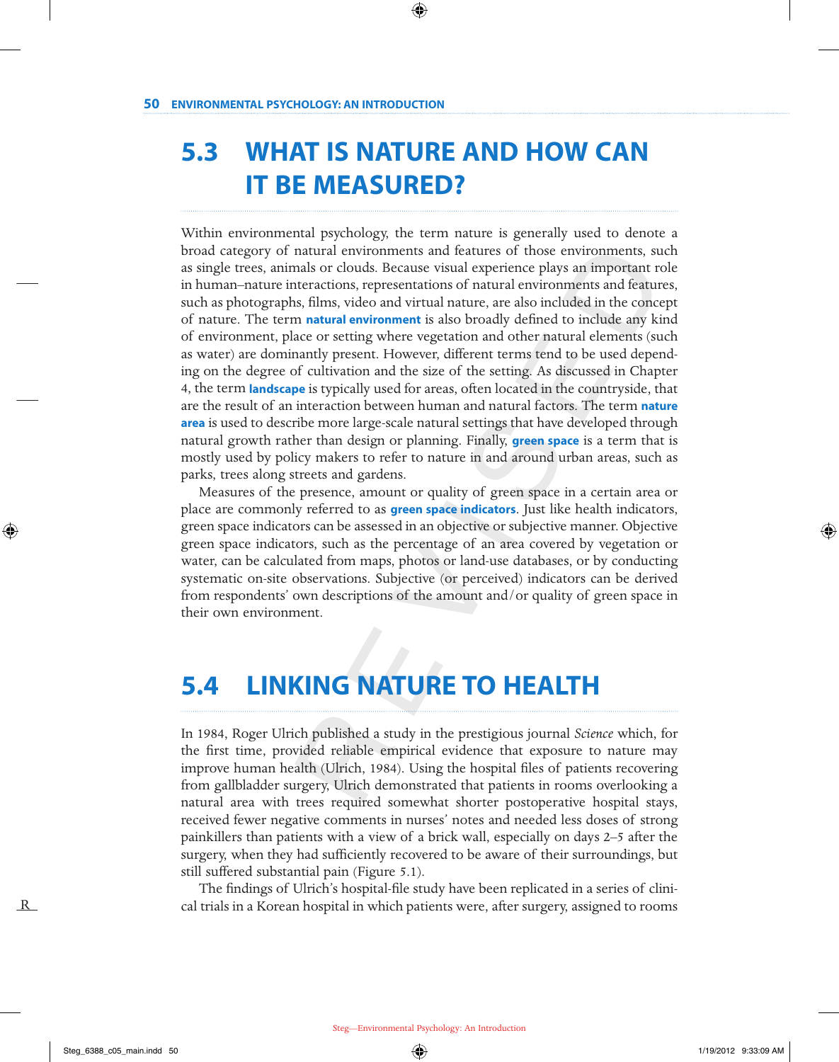## 5.3 WHAT IS NATURE AND HOW CAN IT BE MEASURED?

Within environmental psychology, the term nature is generally used to denote a broad category of natural environments and features of those environments, such as single trees, animals or clouds. Because visual experience plays an important role in human–nature interactions, representations of natural environments and features, such as photographs, films, video and virtual nature, are also included in the concept of nature. The term **natural environment** is also broadly defined to include any kind of environment, place or setting where vegetation and other natural elements (such as water) are dominantly present. However, different terms tend to be used depending on the degree of cultivation and the size of the setting. As discussed in Chapter 4, the term **landscape** is typically used for areas, often located in the countryside, that are the result of an interaction between human and natural factors. The term **nature area** is used to describe more large-scale natural settings that have developed through natural growth rather than design or planning. Finally, **green space** is a term that is mostly used by policy makers to refer to nature in and around urban areas, such as parks, trees along streets and gardens.

Measures of the presence, amount or quality of green space in a certain area or place are commonly referred to as **green space indicators**. Just like health indicators, green space indicators can be assessed in an objective or subjective manner. Objective green space indicators, such as the percentage of an area covered by vegetation or water, can be calculated from maps, photos or land-use databases, or by conducting systematic on-site observations. Subjective (or perceived) indicators can be derived from respondents' own descriptions of the amount and/or quality of green space in their own environment.

## 5.4 LINKING NATURE TO HEALTH

In 1984, Roger Ulrich published a study in the prestigious journal *Science* which, for the first time, provided reliable empirical evidence that exposure to nature may improve human health (Ulrich, 1984). Using the hospital files of patients recovering from gallbladder surgery, Ulrich demonstrated that patients in rooms overlooking a natural area with trees required somewhat shorter postoperative hospital stays, received fewer negative comments in nurses' notes and needed less doses of strong painkillers than patients with a view of a brick wall, especially on days 2–5 after the surgery, when they had sufficiently recovered to be aware of their surroundings, but still suffered substantial pain (Figure 5.1).

The findings of Ulrich's hospital-file study have been replicated in a series of clinical trials in a Korean hospital in which patients were, after surgery, assigned to rooms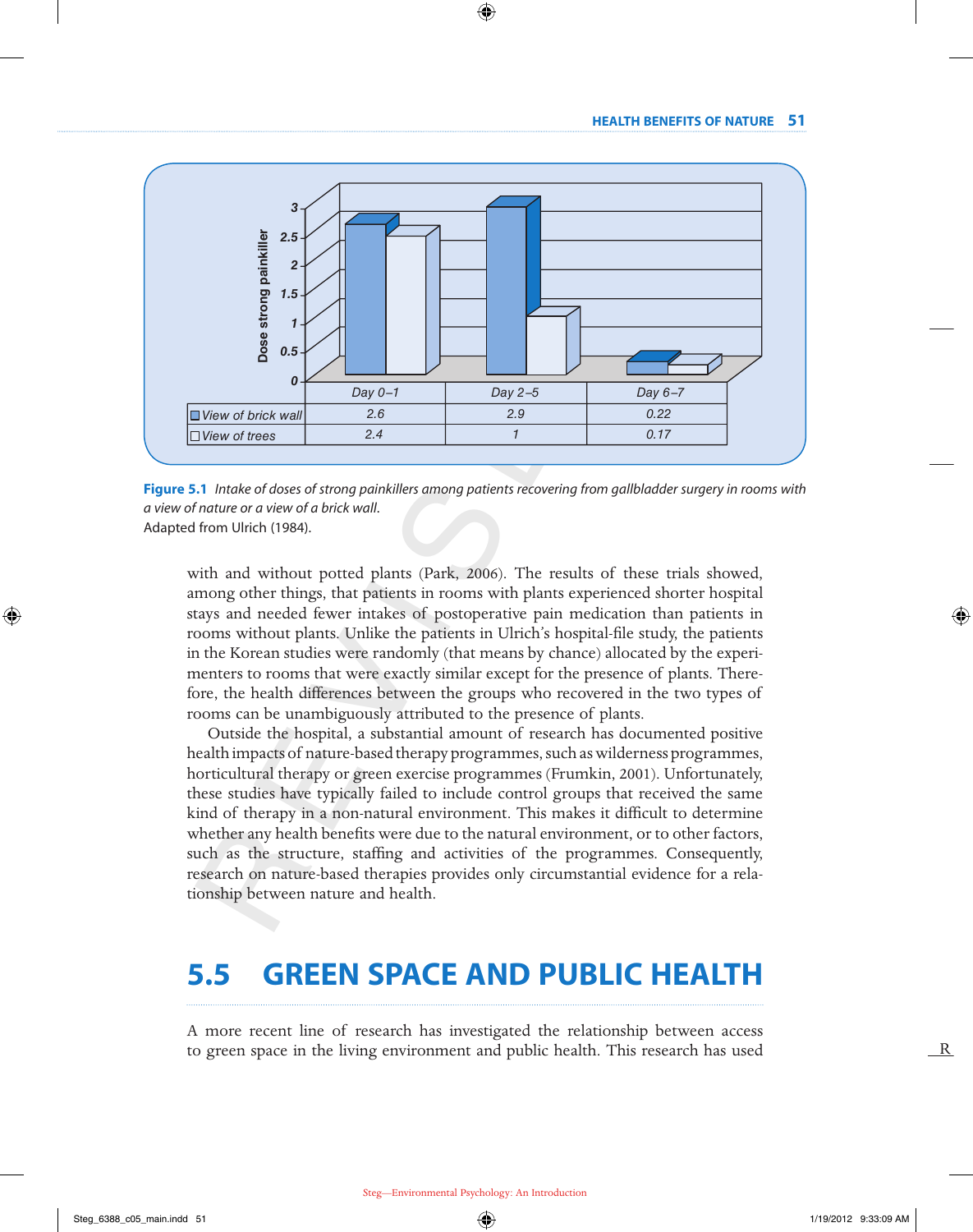| | Day 0–1 | Day 2–5 | Day 6–7 |
|---|---|---|---|
| View of brick wall | 2.6 | 2.9 | 0.22 |
| View of trees | 2.4 | 1 | 0.17 |

**Figure 5.1** *Intake of doses of strong painkillers among patients recovering from gallbladder surgery in rooms with a view of nature or a view of a brick wall.*
Adapted from Ulrich (1984).

with and without potted plants (Park, 2006). The results of these trials showed, among other things, that patients in rooms with plants experienced shorter hospital stays and needed fewer intakes of postoperative pain medication than patients in rooms without plants. Unlike the patients in Ulrich's hospital-file study, the patients in the Korean studies were randomly (that means by chance) allocated by the experimenters to rooms that were exactly similar except for the presence of plants. Therefore, the health differences between the groups who recovered in the two types of rooms can be unambiguously attributed to the presence of plants.

Outside the hospital, a substantial amount of research has documented positive health impacts of nature-based therapy programmes, such as wilderness programmes, horticultural therapy or green exercise programmes (Frumkin, 2001). Unfortunately, these studies have typically failed to include control groups that received the same kind of therapy in a non-natural environment. This makes it difficult to determine whether any health benefits were due to the natural environment, or to other factors, such as the structure, staffing and activities of the programmes. Consequently, research on nature-based therapies provides only circumstantial evidence for a relationship between nature and health.

## 5.5 GREEN SPACE AND PUBLIC HEALTH

A more recent line of research has investigated the relationship between access to green space in the living environment and public health. This research has used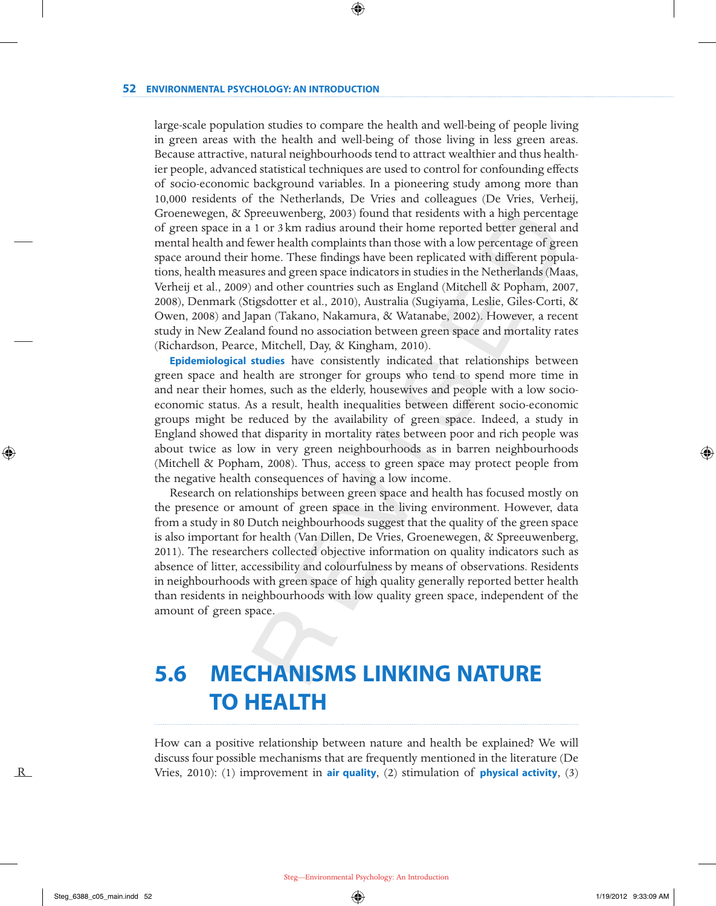large-scale population studies to compare the health and well-being of people living in green areas with the health and well-being of those living in less green areas. Because attractive, natural neighbourhoods tend to attract wealthier and thus healthier people, advanced statistical techniques are used to control for confounding effects of socio-economic background variables. In a pioneering study among more than 10,000 residents of the Netherlands, De Vries and colleagues (De Vries, Verheij, Groenewegen, & Spreeuwenberg, 2003) found that residents with a high percentage of green space in a 1 or 3 km radius around their home reported better general and mental health and fewer health complaints than those with a low percentage of green space around their home. These findings have been replicated with different populations, health measures and green space indicators in studies in the Netherlands (Maas, Verheij et al., 2009) and other countries such as England (Mitchell & Popham, 2007, 2008), Denmark (Stigsdotter et al., 2010), Australia (Sugiyama, Leslie, Giles-Corti, & Owen, 2008) and Japan (Takano, Nakamura, & Watanabe, 2002). However, a recent study in New Zealand found no association between green space and mortality rates (Richardson, Pearce, Mitchell, Day, & Kingham, 2010).

**Epidemiological studies** have consistently indicated that relationships between green space and health are stronger for groups who tend to spend more time in and near their homes, such as the elderly, housewives and people with a low socio-economic status. As a result, health inequalities between different socio-economic groups might be reduced by the availability of green space. Indeed, a study in England showed that disparity in mortality rates between poor and rich people was about twice as low in very green neighbourhoods as in barren neighbourhoods (Mitchell & Popham, 2008). Thus, access to green space may protect people from the negative health consequences of having a low income.

Research on relationships between green space and health has focused mostly on the presence or amount of green space in the living environment. However, data from a study in 80 Dutch neighbourhoods suggest that the quality of the green space is also important for health (Van Dillen, De Vries, Groenewegen, & Spreeuwenberg, 2011). The researchers collected objective information on quality indicators such as absence of litter, accessibility and colourfulness by means of observations. Residents in neighbourhoods with green space of high quality generally reported better health than residents in neighbourhoods with low quality green space, independent of the amount of green space.

## 5.6 MECHANISMS LINKING NATURE TO HEALTH

How can a positive relationship between nature and health be explained? We will discuss four possible mechanisms that are frequently mentioned in the literature (De Vries, 2010): (1) improvement in **air quality**, (2) stimulation of **physical activity**, (3)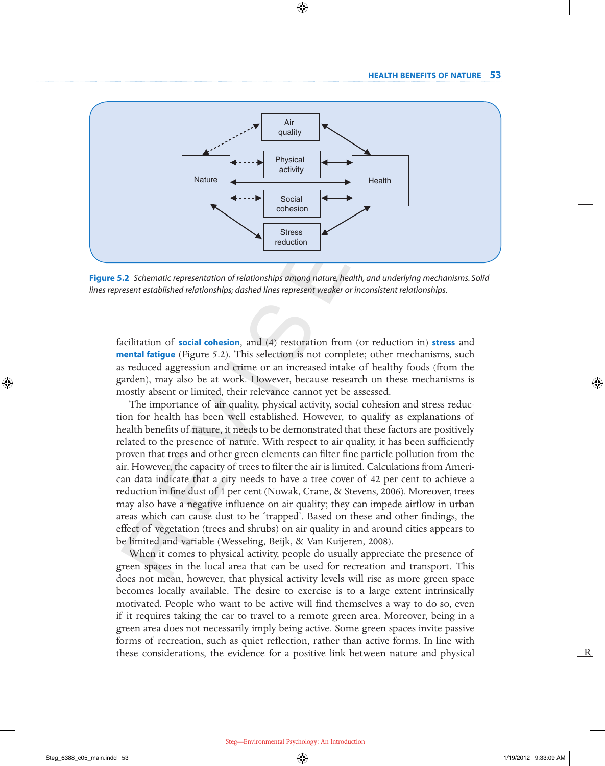Air quality

Physical activity

Nature

Health

Social cohesion

Stress reduction

**Figure 5.2** *Schematic representation of relationships among nature, health, and underlying mechanisms. Solid lines represent established relationships; dashed lines represent weaker or inconsistent relationships.*

facilitation of **social cohesion**, and (4) restoration from (or reduction in) **stress** and **mental fatigue** (Figure 5.2). This selection is not complete; other mechanisms, such as reduced aggression and crime or an increased intake of healthy foods (from the garden), may also be at work. However, because research on these mechanisms is mostly absent or limited, their relevance cannot yet be assessed.

The importance of air quality, physical activity, social cohesion and stress reduction for health has been well established. However, to qualify as explanations of health benefits of nature, it needs to be demonstrated that these factors are positively related to the presence of nature. With respect to air quality, it has been sufficiently proven that trees and other green elements can filter fine particle pollution from the air. However, the capacity of trees to filter the air is limited. Calculations from American data indicate that a city needs to have a tree cover of 42 per cent to achieve a reduction in fine dust of 1 per cent (Nowak, Crane, & Stevens, 2006). Moreover, trees may also have a negative influence on air quality; they can impede airflow in urban areas which can cause dust to be 'trapped'. Based on these and other findings, the effect of vegetation (trees and shrubs) on air quality in and around cities appears to be limited and variable (Wesseling, Beijk, & Van Kuijeren, 2008).

When it comes to physical activity, people do usually appreciate the presence of green spaces in the local area that can be used for recreation and transport. This does not mean, however, that physical activity levels will rise as more green space becomes locally available. The desire to exercise is to a large extent intrinsically motivated. People who want to be active will find themselves a way to do so, even if it requires taking the car to travel to a remote green area. Moreover, being in a green area does not necessarily imply being active. Some green spaces invite passive forms of recreation, such as quiet reflection, rather than active forms. In line with these considerations, the evidence for a positive link between nature and physical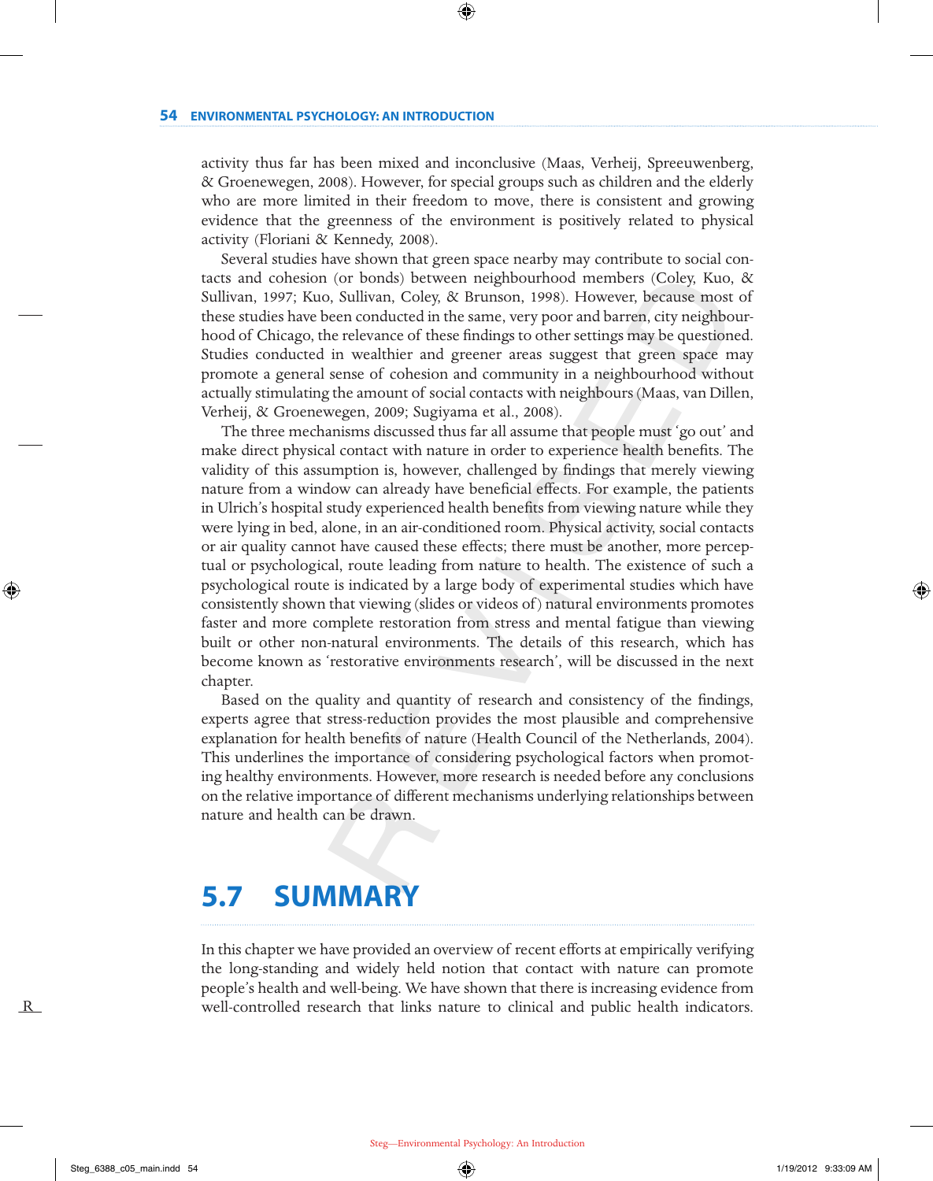activity thus far has been mixed and inconclusive (Maas, Verheij, Spreeuwenberg, & Groenewegen, 2008). However, for special groups such as children and the elderly who are more limited in their freedom to move, there is consistent and growing evidence that the greenness of the environment is positively related to physical activity (Floriani & Kennedy, 2008).

Several studies have shown that green space nearby may contribute to social contacts and cohesion (or bonds) between neighbourhood members (Coley, Kuo, & Sullivan, 1997; Kuo, Sullivan, Coley, & Brunson, 1998). However, because most of these studies have been conducted in the same, very poor and barren, city neighbourhood of Chicago, the relevance of these findings to other settings may be questioned. Studies conducted in wealthier and greener areas suggest that green space may promote a general sense of cohesion and community in a neighbourhood without actually stimulating the amount of social contacts with neighbours (Maas, van Dillen, Verheij, & Groenewegen, 2009; Sugiyama et al., 2008).

The three mechanisms discussed thus far all assume that people must 'go out' and make direct physical contact with nature in order to experience health benefits. The validity of this assumption is, however, challenged by findings that merely viewing nature from a window can already have beneficial effects. For example, the patients in Ulrich's hospital study experienced health benefits from viewing nature while they were lying in bed, alone, in an air-conditioned room. Physical activity, social contacts or air quality cannot have caused these effects; there must be another, more perceptual or psychological, route leading from nature to health. The existence of such a psychological route is indicated by a large body of experimental studies which have consistently shown that viewing (slides or videos of) natural environments promotes faster and more complete restoration from stress and mental fatigue than viewing built or other non-natural environments. The details of this research, which has become known as 'restorative environments research', will be discussed in the next chapter.

Based on the quality and quantity of research and consistency of the findings, experts agree that stress-reduction provides the most plausible and comprehensive explanation for health benefits of nature (Health Council of the Netherlands, 2004). This underlines the importance of considering psychological factors when promoting healthy environments. However, more research is needed before any conclusions on the relative importance of different mechanisms underlying relationships between nature and health can be drawn.

## 5.7 SUMMARY

In this chapter we have provided an overview of recent efforts at empirically verifying the long-standing and widely held notion that contact with nature can promote people's health and well-being. We have shown that there is increasing evidence from well-controlled research that links nature to clinical and public health indicators.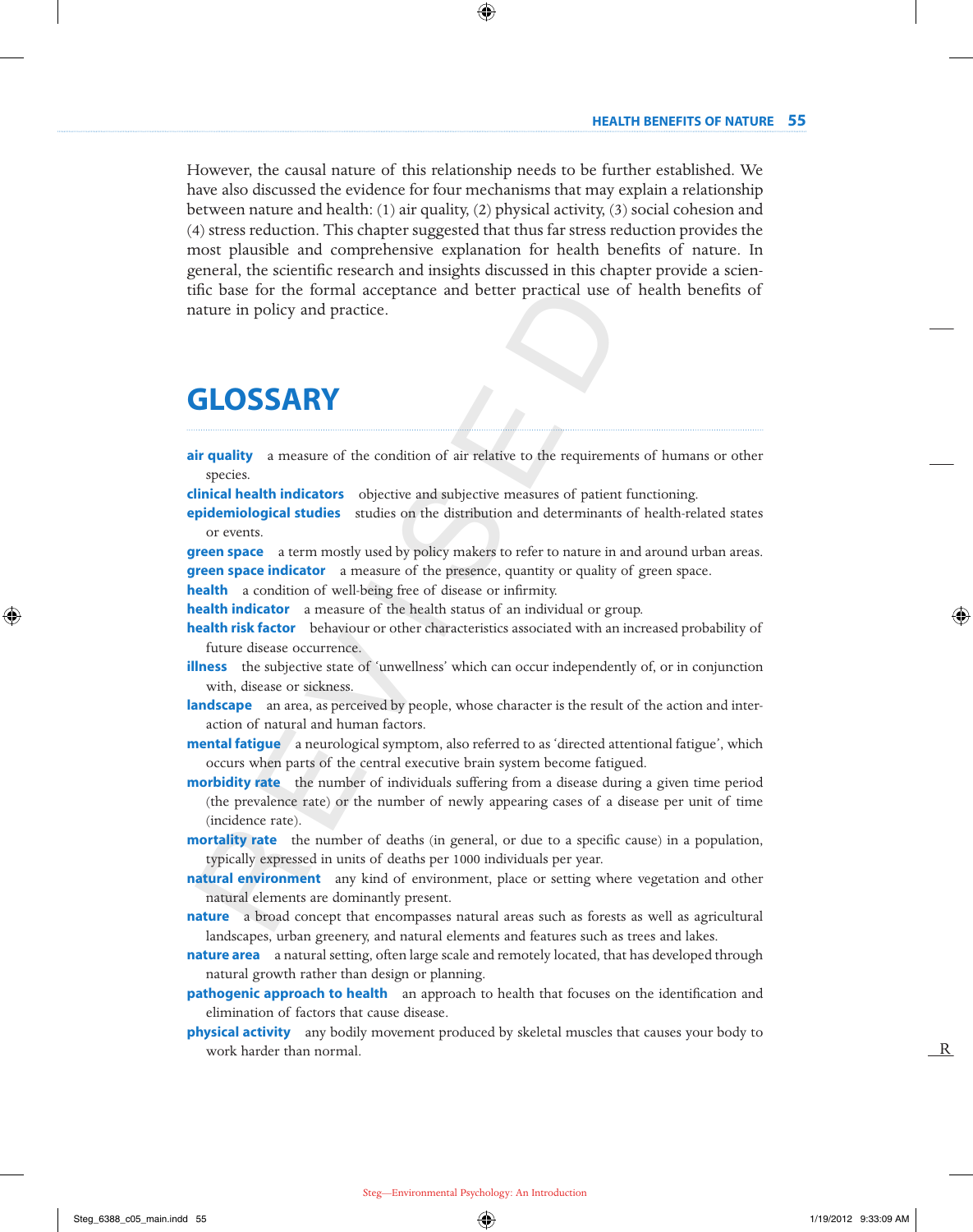However, the causal nature of this relationship needs to be further established. We have also discussed the evidence for four mechanisms that may explain a relationship between nature and health: (1) air quality, (2) physical activity, (3) social cohesion and (4) stress reduction. This chapter suggested that thus far stress reduction provides the most plausible and comprehensive explanation for health benefits of nature. In general, the scientific research and insights discussed in this chapter provide a scientific base for the formal acceptance and better practical use of health benefits of nature in policy and practice.

# GLOSSARY

**air quality** a measure of the condition of air relative to the requirements of humans or other species.

**clinical health indicators** objective and subjective measures of patient functioning.

**epidemiological studies** studies on the distribution and determinants of health-related states or events.

**green space** a term mostly used by policy makers to refer to nature in and around urban areas.

**green space indicator** a measure of the presence, quantity or quality of green space.

**health** a condition of well-being free of disease or infirmity.

**health indicator** a measure of the health status of an individual or group.

**health risk factor** behaviour or other characteristics associated with an increased probability of future disease occurrence.

**illness** the subjective state of 'unwellness' which can occur independently of, or in conjunction with, disease or sickness.

**landscape** an area, as perceived by people, whose character is the result of the action and interaction of natural and human factors.

**mental fatigue** a neurological symptom, also referred to as 'directed attentional fatigue', which occurs when parts of the central executive brain system become fatigued.

**morbidity rate** the number of individuals suffering from a disease during a given time period (the prevalence rate) or the number of newly appearing cases of a disease per unit of time (incidence rate).

**mortality rate** the number of deaths (in general, or due to a specific cause) in a population, typically expressed in units of deaths per 1000 individuals per year.

**natural environment** any kind of environment, place or setting where vegetation and other natural elements are dominantly present.

**nature** a broad concept that encompasses natural areas such as forests as well as agricultural landscapes, urban greenery, and natural elements and features such as trees and lakes.

**nature area** a natural setting, often large scale and remotely located, that has developed through natural growth rather than design or planning.

**pathogenic approach to health** an approach to health that focuses on the identification and elimination of factors that cause disease.

**physical activity** any bodily movement produced by skeletal muscles that causes your body to work harder than normal.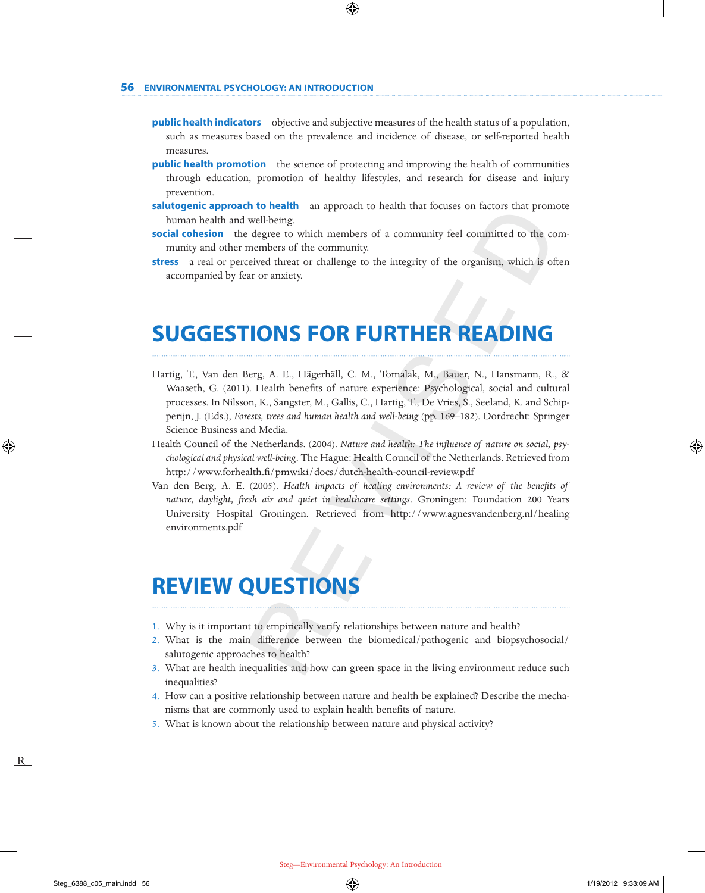**public health indicators** objective and subjective measures of the health status of a population, such as measures based on the prevalence and incidence of disease, or self-reported health measures.

**public health promotion** the science of protecting and improving the health of communities through education, promotion of healthy lifestyles, and research for disease and injury prevention.

**salutogenic approach to health** an approach to health that focuses on factors that promote human health and well-being.

**social cohesion** the degree to which members of a community feel committed to the community and other members of the community.

**stress** a real or perceived threat or challenge to the integrity of the organism, which is often accompanied by fear or anxiety.

## SUGGESTIONS FOR FURTHER READING

Hartig, T., Van den Berg, A. E., Hägerhäll, C. M., Tomalak, M., Bauer, N., Hansmann, R., & Waaseth, G. (2011). Health benefits of nature experience: Psychological, social and cultural processes. In Nilsson, K., Sangster, M., Gallis, C., Hartig, T., De Vries, S., Seeland, K. and Schipperijn, J. (Eds.), *Forests, trees and human health and well-being* (pp. 169–182). Dordrecht: Springer Science Business and Media.

Health Council of the Netherlands. (2004). *Nature and health: The influence of nature on social, psychological and physical well-being*. The Hague: Health Council of the Netherlands. Retrieved from http://www.forhealth.fi/pmwiki/docs/dutch-health-council-review.pdf

Van den Berg, A. E. (2005). *Health impacts of healing environments: A review of the benefits of nature, daylight, fresh air and quiet in healthcare settings*. Groningen: Foundation 200 Years University Hospital Groningen. Retrieved from http://www.agnesvandenberg.nl/healingenvironments.pdf

## REVIEW QUESTIONS

1. Why is it important to empirically verify relationships between nature and health?
2. What is the main difference between the biomedical/pathogenic and biopsychosocial/salutogenic approaches to health?
3. What are health inequalities and how can green space in the living environment reduce such inequalities?
4. How can a positive relationship between nature and health be explained? Describe the mechanisms that are commonly used to explain health benefits of nature.
5. What is known about the relationship between nature and physical activity?